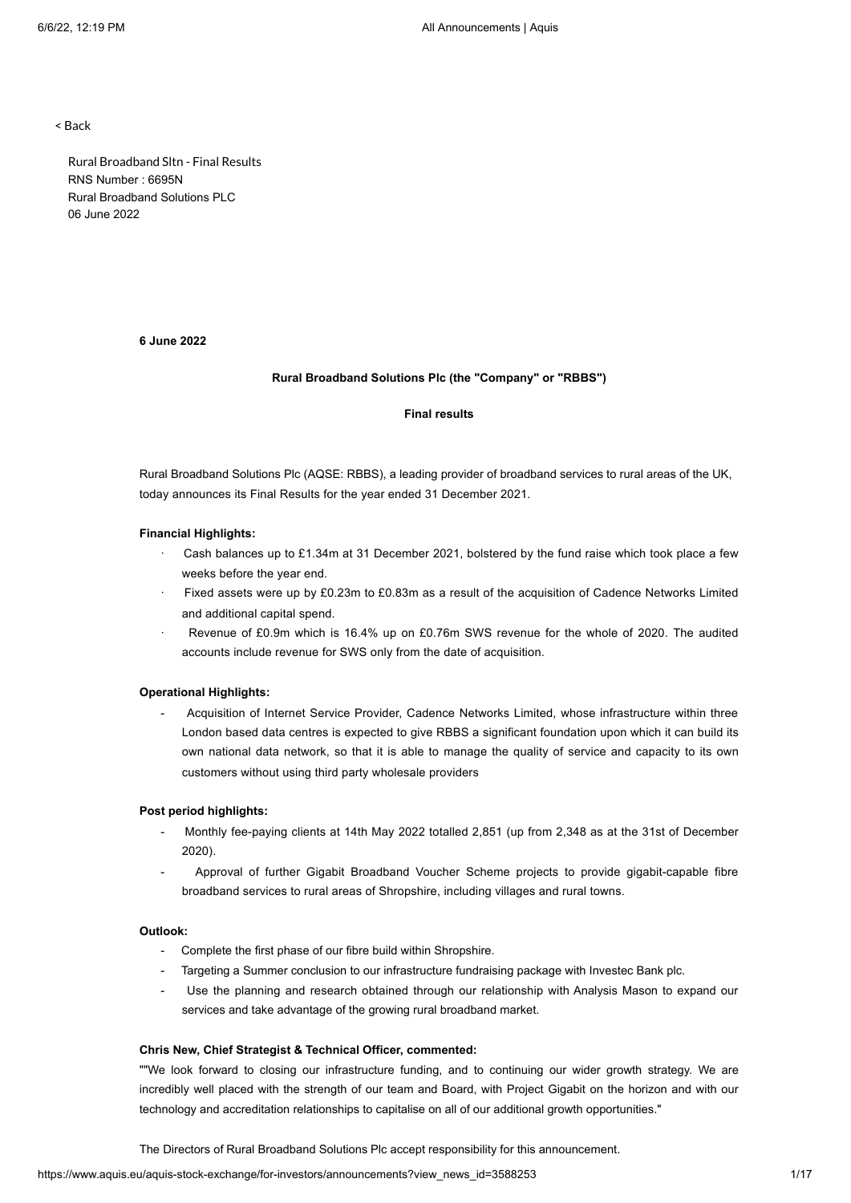< Back

Rural Broadband Sltn - Final Results
RNS Number : 6695N
Rural Broadband Solutions PLC
06 June 2022

**6 June 2022**

**Rural Broadband Solutions Plc (the "Company" or "RBBS")**

**Final results**

Rural Broadband Solutions Plc (AQSE: RBBS), a leading provider of broadband services to rural areas of the UK, today announces its Final Results for the year ended 31 December 2021.

**Financial Highlights:**

- Cash balances up to £1.34m at 31 December 2021, bolstered by the fund raise which took place a few weeks before the year end.
- Fixed assets were up by £0.23m to £0.83m as a result of the acquisition of Cadence Networks Limited and additional capital spend.
- Revenue of £0.9m which is 16.4% up on £0.76m SWS revenue for the whole of 2020. The audited accounts include revenue for SWS only from the date of acquisition.

**Operational Highlights:**

- Acquisition of Internet Service Provider, Cadence Networks Limited, whose infrastructure within three London based data centres is expected to give RBBS a significant foundation upon which it can build its own national data network, so that it is able to manage the quality of service and capacity to its own customers without using third party wholesale providers

**Post period highlights:**

- Monthly fee-paying clients at 14th May 2022 totalled 2,851 (up from 2,348 as at the 31st of December 2020).
- Approval of further Gigabit Broadband Voucher Scheme projects to provide gigabit-capable fibre broadband services to rural areas of Shropshire, including villages and rural towns.

**Outlook:**

- Complete the first phase of our fibre build within Shropshire.
- Targeting a Summer conclusion to our infrastructure fundraising package with Investec Bank plc.
- Use the planning and research obtained through our relationship with Analysis Mason to expand our services and take advantage of the growing rural broadband market.

**Chris New, Chief Strategist & Technical Officer, commented:**

""We look forward to closing our infrastructure funding, and to continuing our wider growth strategy. We are incredibly well placed with the strength of our team and Board, with Project Gigabit on the horizon and with our technology and accreditation relationships to capitalise on all of our additional growth opportunities."

The Directors of Rural Broadband Solutions Plc accept responsibility for this announcement.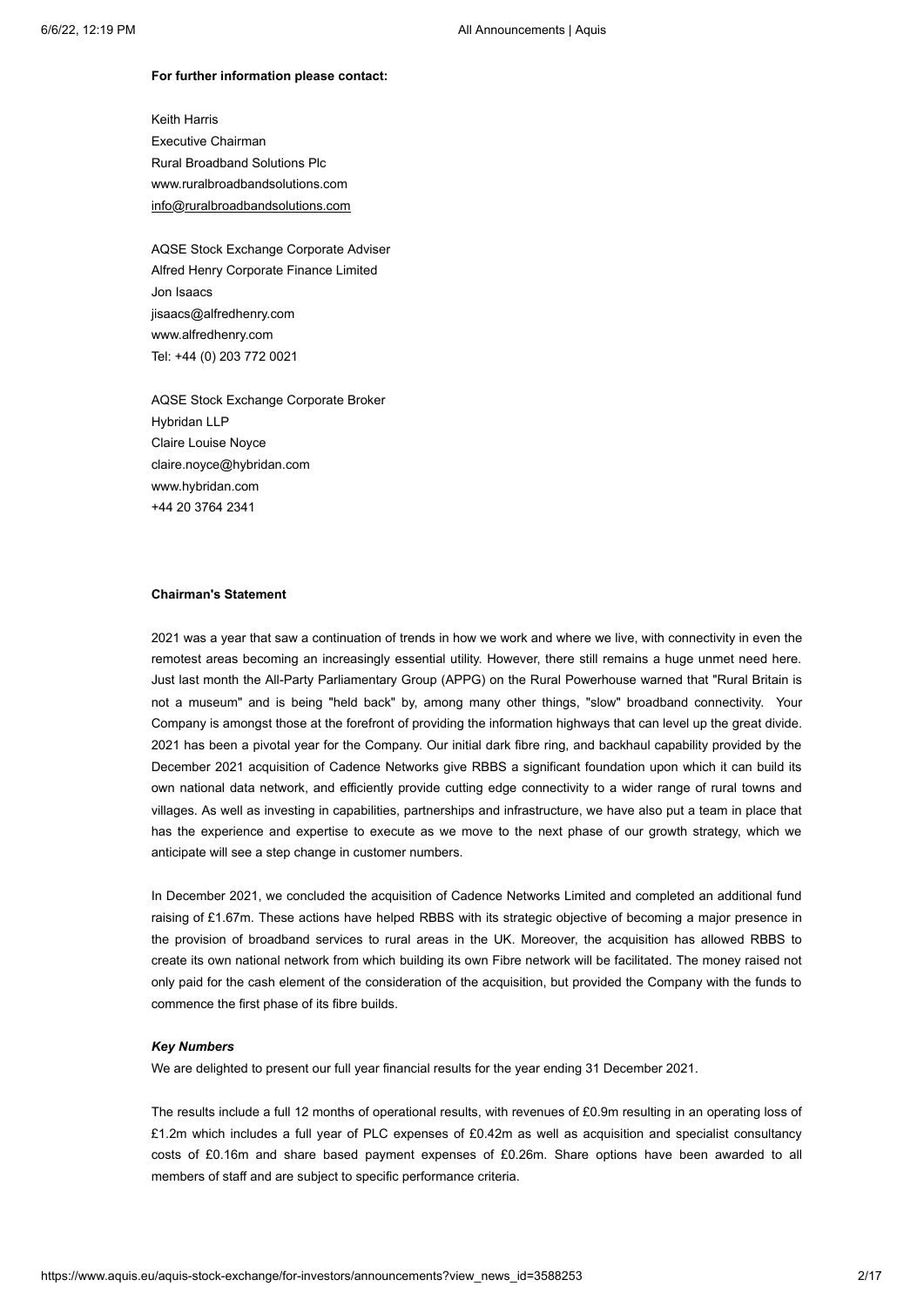**For further information please contact:**

Keith Harris
Executive Chairman
Rural Broadband Solutions Plc
www.ruralbroadbandsolutions.com
info@ruralbroadbandsolutions.com

AQSE Stock Exchange Corporate Adviser
Alfred Henry Corporate Finance Limited
Jon Isaacs
jisaacs@alfredhenry.com
www.alfredhenry.com
Tel: +44 (0) 203 772 0021

AQSE Stock Exchange Corporate Broker
Hybridan LLP
Claire Louise Noyce
claire.noyce@hybridan.com
www.hybridan.com
+44 20 3764 2341

**Chairman's Statement**

2021 was a year that saw a continuation of trends in how we work and where we live, with connectivity in even the remotest areas becoming an increasingly essential utility. However, there still remains a huge unmet need here. Just last month the All-Party Parliamentary Group (APPG) on the Rural Powerhouse warned that "Rural Britain is not a museum" and is being "held back" by, among many other things, "slow" broadband connectivity. Your Company is amongst those at the forefront of providing the information highways that can level up the great divide. 2021 has been a pivotal year for the Company. Our initial dark fibre ring, and backhaul capability provided by the December 2021 acquisition of Cadence Networks give RBBS a significant foundation upon which it can build its own national data network, and efficiently provide cutting edge connectivity to a wider range of rural towns and villages. As well as investing in capabilities, partnerships and infrastructure, we have also put a team in place that has the experience and expertise to execute as we move to the next phase of our growth strategy, which we anticipate will see a step change in customer numbers.

In December 2021, we concluded the acquisition of Cadence Networks Limited and completed an additional fund raising of £1.67m. These actions have helped RBBS with its strategic objective of becoming a major presence in the provision of broadband services to rural areas in the UK. Moreover, the acquisition has allowed RBBS to create its own national network from which building its own Fibre network will be facilitated. The money raised not only paid for the cash element of the consideration of the acquisition, but provided the Company with the funds to commence the first phase of its fibre builds.

***Key Numbers***

We are delighted to present our full year financial results for the year ending 31 December 2021.

The results include a full 12 months of operational results, with revenues of £0.9m resulting in an operating loss of £1.2m which includes a full year of PLC expenses of £0.42m as well as acquisition and specialist consultancy costs of £0.16m and share based payment expenses of £0.26m. Share options have been awarded to all members of staff and are subject to specific performance criteria.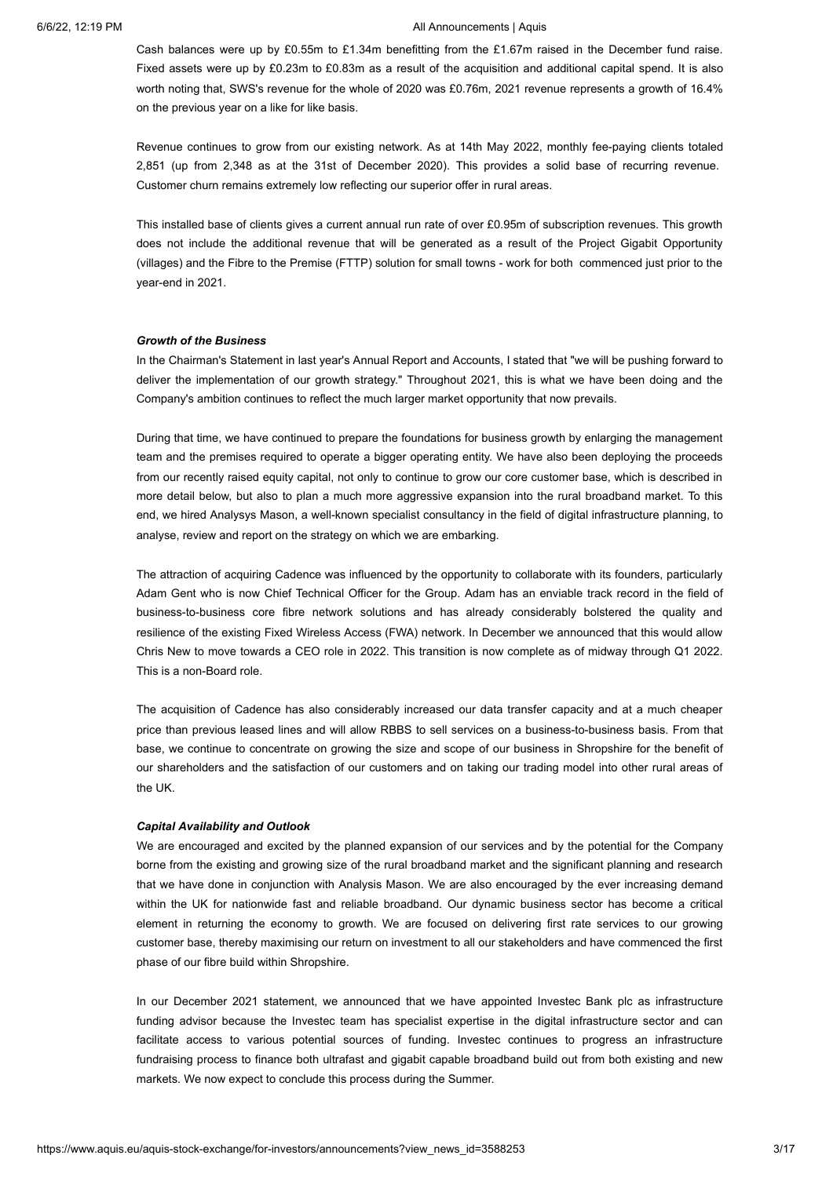Cash balances were up by £0.55m to £1.34m benefitting from the £1.67m raised in the December fund raise. Fixed assets were up by £0.23m to £0.83m as a result of the acquisition and additional capital spend. It is also worth noting that, SWS's revenue for the whole of 2020 was £0.76m, 2021 revenue represents a growth of 16.4% on the previous year on a like for like basis.

Revenue continues to grow from our existing network. As at 14th May 2022, monthly fee-paying clients totaled 2,851 (up from 2,348 as at the 31st of December 2020). This provides a solid base of recurring revenue. Customer churn remains extremely low reflecting our superior offer in rural areas.

This installed base of clients gives a current annual run rate of over £0.95m of subscription revenues. This growth does not include the additional revenue that will be generated as a result of the Project Gigabit Opportunity (villages) and the Fibre to the Premise (FTTP) solution for small towns - work for both commenced just prior to the year-end in 2021.

***Growth of the Business***

In the Chairman's Statement in last year's Annual Report and Accounts, I stated that "we will be pushing forward to deliver the implementation of our growth strategy." Throughout 2021, this is what we have been doing and the Company's ambition continues to reflect the much larger market opportunity that now prevails.

During that time, we have continued to prepare the foundations for business growth by enlarging the management team and the premises required to operate a bigger operating entity. We have also been deploying the proceeds from our recently raised equity capital, not only to continue to grow our core customer base, which is described in more detail below, but also to plan a much more aggressive expansion into the rural broadband market. To this end, we hired Analysys Mason, a well-known specialist consultancy in the field of digital infrastructure planning, to analyse, review and report on the strategy on which we are embarking.

The attraction of acquiring Cadence was influenced by the opportunity to collaborate with its founders, particularly Adam Gent who is now Chief Technical Officer for the Group. Adam has an enviable track record in the field of business-to-business core fibre network solutions and has already considerably bolstered the quality and resilience of the existing Fixed Wireless Access (FWA) network. In December we announced that this would allow Chris New to move towards a CEO role in 2022. This transition is now complete as of midway through Q1 2022. This is a non-Board role.

The acquisition of Cadence has also considerably increased our data transfer capacity and at a much cheaper price than previous leased lines and will allow RBBS to sell services on a business-to-business basis. From that base, we continue to concentrate on growing the size and scope of our business in Shropshire for the benefit of our shareholders and the satisfaction of our customers and on taking our trading model into other rural areas of the UK.

***Capital Availability and Outlook***

We are encouraged and excited by the planned expansion of our services and by the potential for the Company borne from the existing and growing size of the rural broadband market and the significant planning and research that we have done in conjunction with Analysis Mason. We are also encouraged by the ever increasing demand within the UK for nationwide fast and reliable broadband. Our dynamic business sector has become a critical element in returning the economy to growth. We are focused on delivering first rate services to our growing customer base, thereby maximising our return on investment to all our stakeholders and have commenced the first phase of our fibre build within Shropshire.

In our December 2021 statement, we announced that we have appointed Investec Bank plc as infrastructure funding advisor because the Investec team has specialist expertise in the digital infrastructure sector and can facilitate access to various potential sources of funding. Investec continues to progress an infrastructure fundraising process to finance both ultrafast and gigabit capable broadband build out from both existing and new markets. We now expect to conclude this process during the Summer.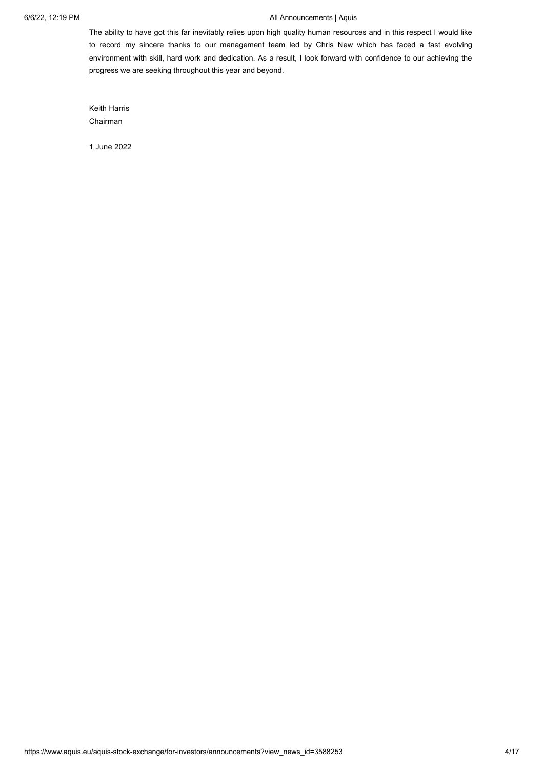The ability to have got this far inevitably relies upon high quality human resources and in this respect I would like to record my sincere thanks to our management team led by Chris New which has faced a fast evolving environment with skill, hard work and dedication. As a result, I look forward with confidence to our achieving the progress we are seeking throughout this year and beyond.

Keith Harris
Chairman

1 June 2022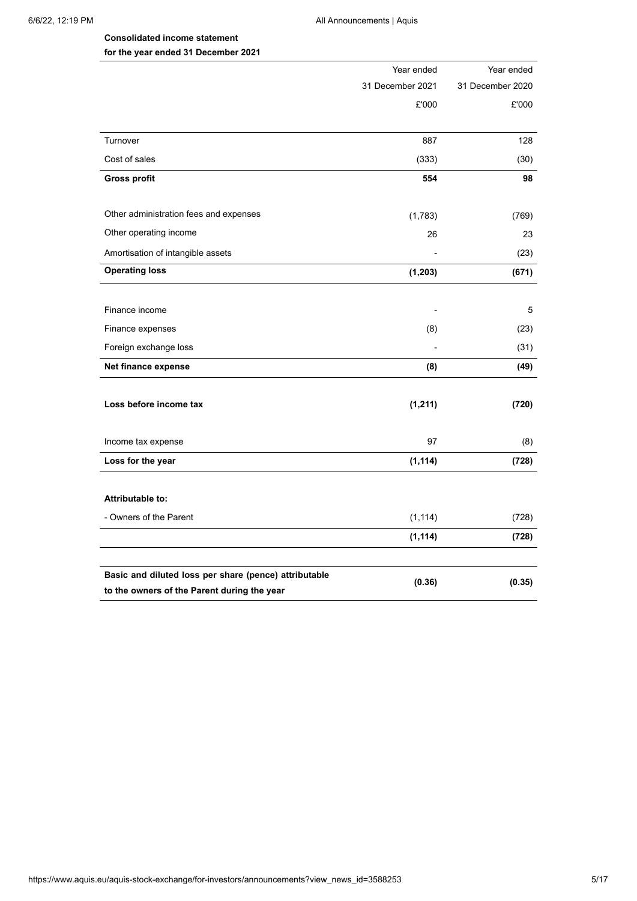**Consolidated income statement**

**for the year ended 31 December 2021**

| | Year ended 31 December 2021 £'000 | Year ended 31 December 2020 £'000 |
|---|---|---|
| Turnover | 887 | 128 |
| Cost of sales | (333) | (30) |
| **Gross profit** | **554** | **98** |
| Other administration fees and expenses | (1,783) | (769) |
| Other operating income | 26 | 23 |
| Amortisation of intangible assets | - | (23) |
| **Operating loss** | **(1,203)** | **(671)** |
| Finance income | - | 5 |
| Finance expenses | (8) | (23) |
| Foreign exchange loss | - | (31) |
| **Net finance expense** | **(8)** | **(49)** |
| **Loss before income tax** | **(1,211)** | **(720)** |
| Income tax expense | 97 | (8) |
| **Loss for the year** | **(1,114)** | **(728)** |
| **Attributable to:** | | |
| - Owners of the Parent | (1,114) | (728) |
| | **(1,114)** | **(728)** |
| **Basic and diluted loss per share (pence) attributable to the owners of the Parent during the year** | **(0.36)** | **(0.35)** |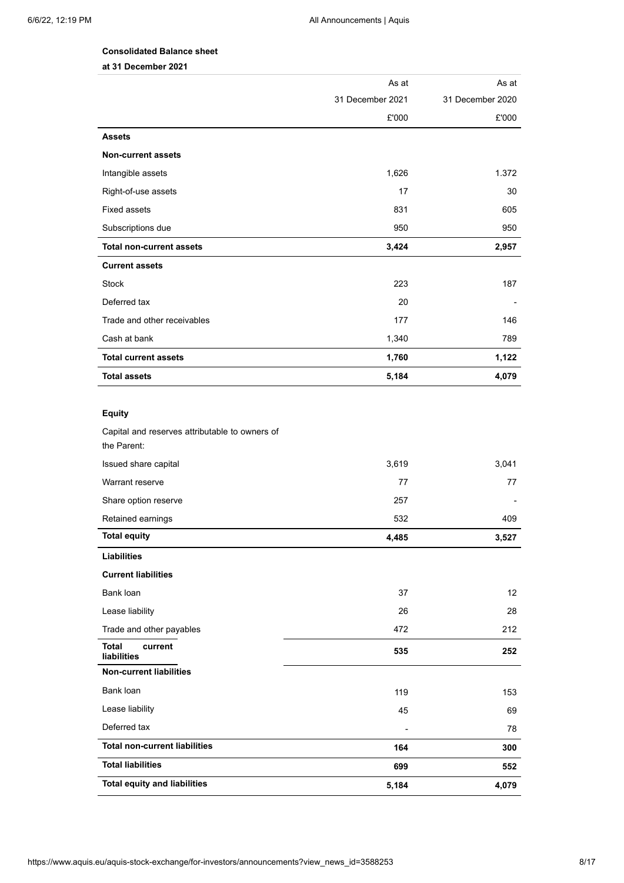**Consolidated Balance sheet**

**at 31 December 2021**

| | As at 31 December 2021 £'000 | As at 31 December 2020 £'000 |
|---|---|---|
| **Assets** | | |
| **Non-current assets** | | |
| Intangible assets | 1,626 | 1.372 |
| Right-of-use assets | 17 | 30 |
| Fixed assets | 831 | 605 |
| Subscriptions due | 950 | 950 |
| **Total non-current assets** | **3,424** | **2,957** |
| **Current assets** | | |
| Stock | 223 | 187 |
| Deferred tax | 20 | - |
| Trade and other receivables | 177 | 146 |
| Cash at bank | 1,340 | 789 |
| **Total current assets** | **1,760** | **1,122** |
| **Total assets** | **5,184** | **4,079** |
| | | |
| **Equity** | | |
| Capital and reserves attributable to owners of the Parent: | | |
| Issued share capital | 3,619 | 3,041 |
| Warrant reserve | 77 | 77 |
| Share option reserve | 257 | - |
| Retained earnings | 532 | 409 |
| **Total equity** | **4,485** | **3,527** |
| **Liabilities** | | |
| **Current liabilities** | | |
| Bank loan | 37 | 12 |
| Lease liability | 26 | 28 |
| Trade and other payables | 472 | 212 |
| **Total current liabilities** | **535** | **252** |
| **Non-current liabilities** | | |
| Bank loan | 119 | 153 |
| Lease liability | 45 | 69 |
| Deferred tax | - | 78 |
| **Total non-current liabilities** | **164** | **300** |
| **Total liabilities** | **699** | **552** |
| **Total equity and liabilities** | **5,184** | **4,079** |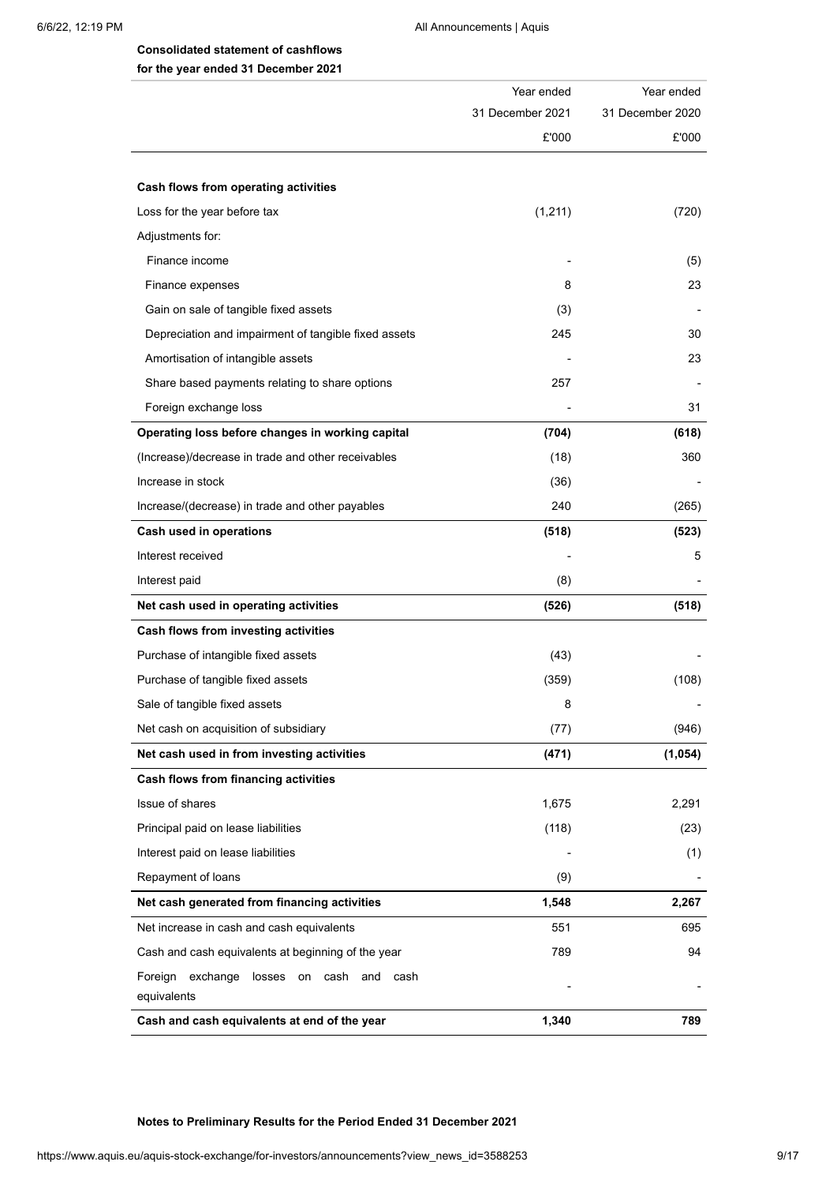**Consolidated statement of cashflows**
**for the year ended 31 December 2021**

| | Year ended 31 December 2021 £'000 | Year ended 31 December 2020 £'000 |
|---|---|---|
| **Cash flows from operating activities** | | |
| Loss for the year before tax | (1,211) | (720) |
| Adjustments for: | | |
| Finance income | - | (5) |
| Finance expenses | 8 | 23 |
| Gain on sale of tangible fixed assets | (3) | - |
| Depreciation and impairment of tangible fixed assets | 245 | 30 |
| Amortisation of intangible assets | - | 23 |
| Share based payments relating to share options | 257 | - |
| Foreign exchange loss | - | 31 |
| **Operating loss before changes in working capital** | **(704)** | **(618)** |
| (Increase)/decrease in trade and other receivables | (18) | 360 |
| Increase in stock | (36) | - |
| Increase/(decrease) in trade and other payables | 240 | (265) |
| **Cash used in operations** | **(518)** | **(523)** |
| Interest received | - | 5 |
| Interest paid | (8) | - |
| **Net cash used in operating activities** | **(526)** | **(518)** |
| **Cash flows from investing activities** | | |
| Purchase of intangible fixed assets | (43) | - |
| Purchase of tangible fixed assets | (359) | (108) |
| Sale of tangible fixed assets | 8 | - |
| Net cash on acquisition of subsidiary | (77) | (946) |
| **Net cash used in from investing activities** | **(471)** | **(1,054)** |
| **Cash flows from financing activities** | | |
| Issue of shares | 1,675 | 2,291 |
| Principal paid on lease liabilities | (118) | (23) |
| Interest paid on lease liabilities | - | (1) |
| Repayment of loans | (9) | - |
| **Net cash generated from financing activities** | **1,548** | **2,267** |
| Net increase in cash and cash equivalents | 551 | 695 |
| Cash and cash equivalents at beginning of the year | 789 | 94 |
| Foreign exchange losses on cash and cash equivalents | - | - |
| **Cash and cash equivalents at end of the year** | **1,340** | **789** |

**Notes to Preliminary Results for the Period Ended 31 December 2021**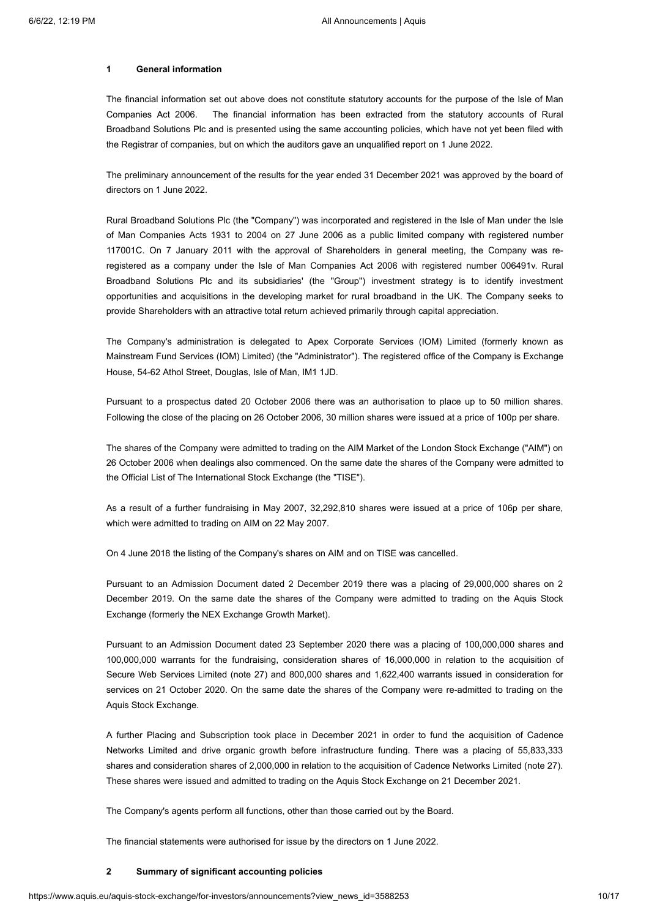## 1 General information

The financial information set out above does not constitute statutory accounts for the purpose of the Isle of Man Companies Act 2006. The financial information has been extracted from the statutory accounts of Rural Broadband Solutions Plc and is presented using the same accounting policies, which have not yet been filed with the Registrar of companies, but on which the auditors gave an unqualified report on 1 June 2022.

The preliminary announcement of the results for the year ended 31 December 2021 was approved by the board of directors on 1 June 2022.

Rural Broadband Solutions Plc (the "Company") was incorporated and registered in the Isle of Man under the Isle of Man Companies Acts 1931 to 2004 on 27 June 2006 as a public limited company with registered number 117001C. On 7 January 2011 with the approval of Shareholders in general meeting, the Company was re-registered as a company under the Isle of Man Companies Act 2006 with registered number 006491v. Rural Broadband Solutions Plc and its subsidiaries' (the "Group") investment strategy is to identify investment opportunities and acquisitions in the developing market for rural broadband in the UK. The Company seeks to provide Shareholders with an attractive total return achieved primarily through capital appreciation.

The Company's administration is delegated to Apex Corporate Services (IOM) Limited (formerly known as Mainstream Fund Services (IOM) Limited) (the "Administrator"). The registered office of the Company is Exchange House, 54-62 Athol Street, Douglas, Isle of Man, IM1 1JD.

Pursuant to a prospectus dated 20 October 2006 there was an authorisation to place up to 50 million shares. Following the close of the placing on 26 October 2006, 30 million shares were issued at a price of 100p per share.

The shares of the Company were admitted to trading on the AIM Market of the London Stock Exchange ("AIM") on 26 October 2006 when dealings also commenced. On the same date the shares of the Company were admitted to the Official List of The International Stock Exchange (the "TISE").

As a result of a further fundraising in May 2007, 32,292,810 shares were issued at a price of 106p per share, which were admitted to trading on AIM on 22 May 2007.

On 4 June 2018 the listing of the Company's shares on AIM and on TISE was cancelled.

Pursuant to an Admission Document dated 2 December 2019 there was a placing of 29,000,000 shares on 2 December 2019. On the same date the shares of the Company were admitted to trading on the Aquis Stock Exchange (formerly the NEX Exchange Growth Market).

Pursuant to an Admission Document dated 23 September 2020 there was a placing of 100,000,000 shares and 100,000,000 warrants for the fundraising, consideration shares of 16,000,000 in relation to the acquisition of Secure Web Services Limited (note 27) and 800,000 shares and 1,622,400 warrants issued in consideration for services on 21 October 2020. On the same date the shares of the Company were re-admitted to trading on the Aquis Stock Exchange.

A further Placing and Subscription took place in December 2021 in order to fund the acquisition of Cadence Networks Limited and drive organic growth before infrastructure funding. There was a placing of 55,833,333 shares and consideration shares of 2,000,000 in relation to the acquisition of Cadence Networks Limited (note 27). These shares were issued and admitted to trading on the Aquis Stock Exchange on 21 December 2021.

The Company's agents perform all functions, other than those carried out by the Board.

The financial statements were authorised for issue by the directors on 1 June 2022.

## 2 Summary of significant accounting policies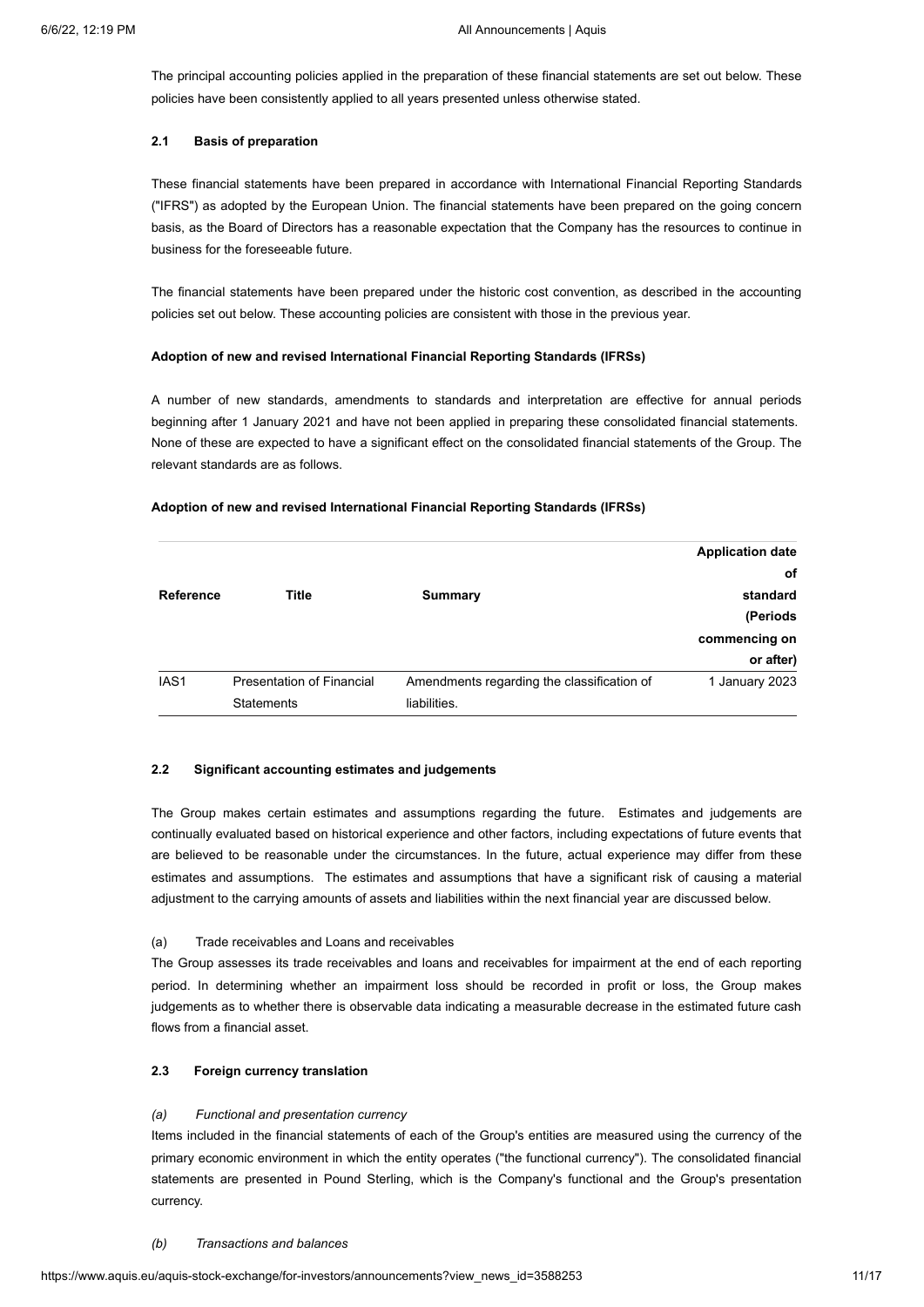The principal accounting policies applied in the preparation of these financial statements are set out below. These policies have been consistently applied to all years presented unless otherwise stated.

#### 2.1 Basis of preparation

These financial statements have been prepared in accordance with International Financial Reporting Standards ("IFRS") as adopted by the European Union. The financial statements have been prepared on the going concern basis, as the Board of Directors has a reasonable expectation that the Company has the resources to continue in business for the foreseeable future.

The financial statements have been prepared under the historic cost convention, as described in the accounting policies set out below. These accounting policies are consistent with those in the previous year.

**Adoption of new and revised International Financial Reporting Standards (IFRSs)**

A number of new standards, amendments to standards and interpretation are effective for annual periods beginning after 1 January 2021 and have not been applied in preparing these consolidated financial statements. None of these are expected to have a significant effect on the consolidated financial statements of the Group. The relevant standards are as follows.

**Adoption of new and revised International Financial Reporting Standards (IFRSs)**

| Reference | Title | Summary | Application date of standard (Periods commencing on or after) |
|---|---|---|---|
| IAS1 | Presentation of Financial Statements | Amendments regarding the classification of liabilities. | 1 January 2023 |

#### 2.2 Significant accounting estimates and judgements

The Group makes certain estimates and assumptions regarding the future. Estimates and judgements are continually evaluated based on historical experience and other factors, including expectations of future events that are believed to be reasonable under the circumstances. In the future, actual experience may differ from these estimates and assumptions. The estimates and assumptions that have a significant risk of causing a material adjustment to the carrying amounts of assets and liabilities within the next financial year are discussed below.

(a) Trade receivables and Loans and receivables

The Group assesses its trade receivables and loans and receivables for impairment at the end of each reporting period. In determining whether an impairment loss should be recorded in profit or loss, the Group makes judgements as to whether there is observable data indicating a measurable decrease in the estimated future cash flows from a financial asset.

#### 2.3 Foreign currency translation

*(a) Functional and presentation currency*

Items included in the financial statements of each of the Group's entities are measured using the currency of the primary economic environment in which the entity operates ("the functional currency"). The consolidated financial statements are presented in Pound Sterling, which is the Company's functional and the Group's presentation currency.

*(b) Transactions and balances*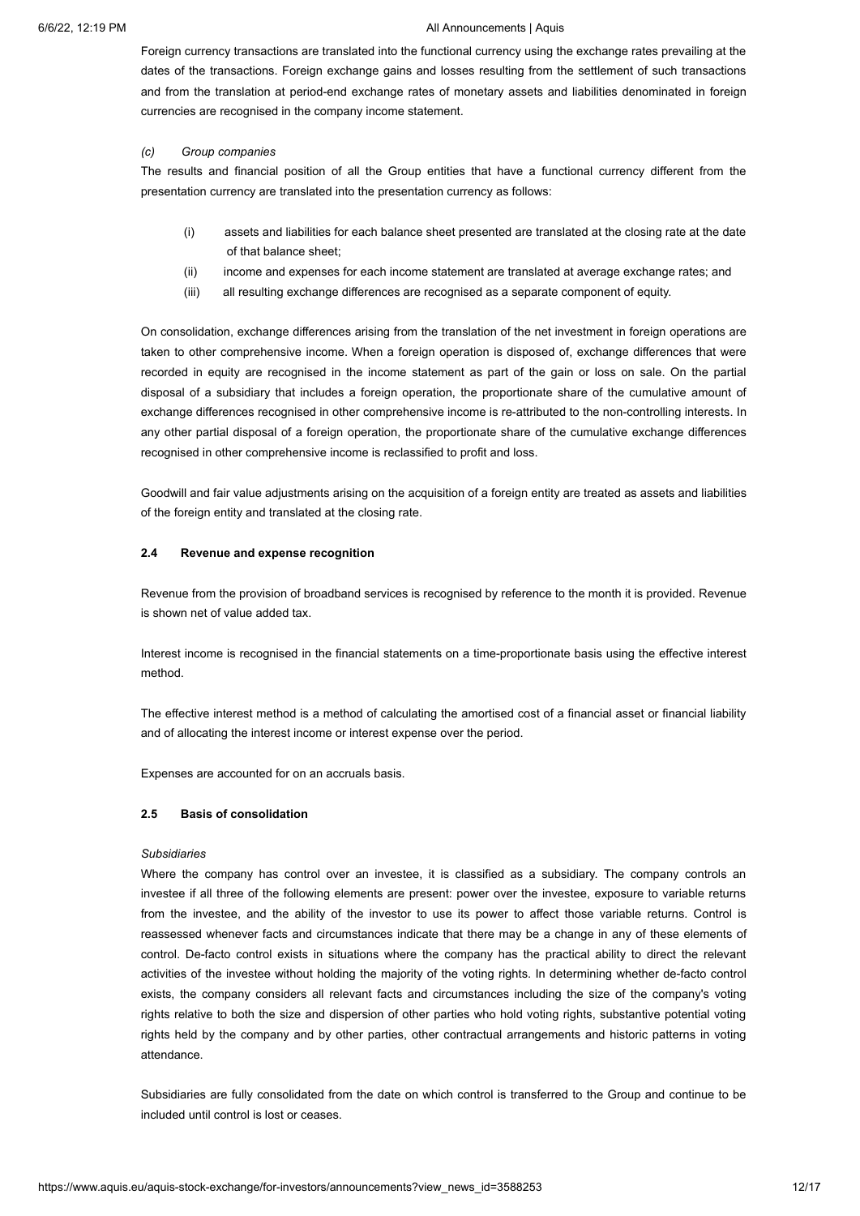Foreign currency transactions are translated into the functional currency using the exchange rates prevailing at the dates of the transactions. Foreign exchange gains and losses resulting from the settlement of such transactions and from the translation at period-end exchange rates of monetary assets and liabilities denominated in foreign currencies are recognised in the company income statement.

*(c) Group companies*

The results and financial position of all the Group entities that have a functional currency different from the presentation currency are translated into the presentation currency as follows:

(i) assets and liabilities for each balance sheet presented are translated at the closing rate at the date of that balance sheet;

(ii) income and expenses for each income statement are translated at average exchange rates; and

(iii) all resulting exchange differences are recognised as a separate component of equity.

On consolidation, exchange differences arising from the translation of the net investment in foreign operations are taken to other comprehensive income. When a foreign operation is disposed of, exchange differences that were recorded in equity are recognised in the income statement as part of the gain or loss on sale. On the partial disposal of a subsidiary that includes a foreign operation, the proportionate share of the cumulative amount of exchange differences recognised in other comprehensive income is re-attributed to the non-controlling interests. In any other partial disposal of a foreign operation, the proportionate share of the cumulative exchange differences recognised in other comprehensive income is reclassified to profit and loss.

Goodwill and fair value adjustments arising on the acquisition of a foreign entity are treated as assets and liabilities of the foreign entity and translated at the closing rate.

### 2.4 Revenue and expense recognition

Revenue from the provision of broadband services is recognised by reference to the month it is provided. Revenue is shown net of value added tax.

Interest income is recognised in the financial statements on a time-proportionate basis using the effective interest method.

The effective interest method is a method of calculating the amortised cost of a financial asset or financial liability and of allocating the interest income or interest expense over the period.

Expenses are accounted for on an accruals basis.

### 2.5 Basis of consolidation

*Subsidiaries*

Where the company has control over an investee, it is classified as a subsidiary. The company controls an investee if all three of the following elements are present: power over the investee, exposure to variable returns from the investee, and the ability of the investor to use its power to affect those variable returns. Control is reassessed whenever facts and circumstances indicate that there may be a change in any of these elements of control. De-facto control exists in situations where the company has the practical ability to direct the relevant activities of the investee without holding the majority of the voting rights. In determining whether de-facto control exists, the company considers all relevant facts and circumstances including the size of the company's voting rights relative to both the size and dispersion of other parties who hold voting rights, substantive potential voting rights held by the company and by other parties, other contractual arrangements and historic patterns in voting attendance.

Subsidiaries are fully consolidated from the date on which control is transferred to the Group and continue to be included until control is lost or ceases.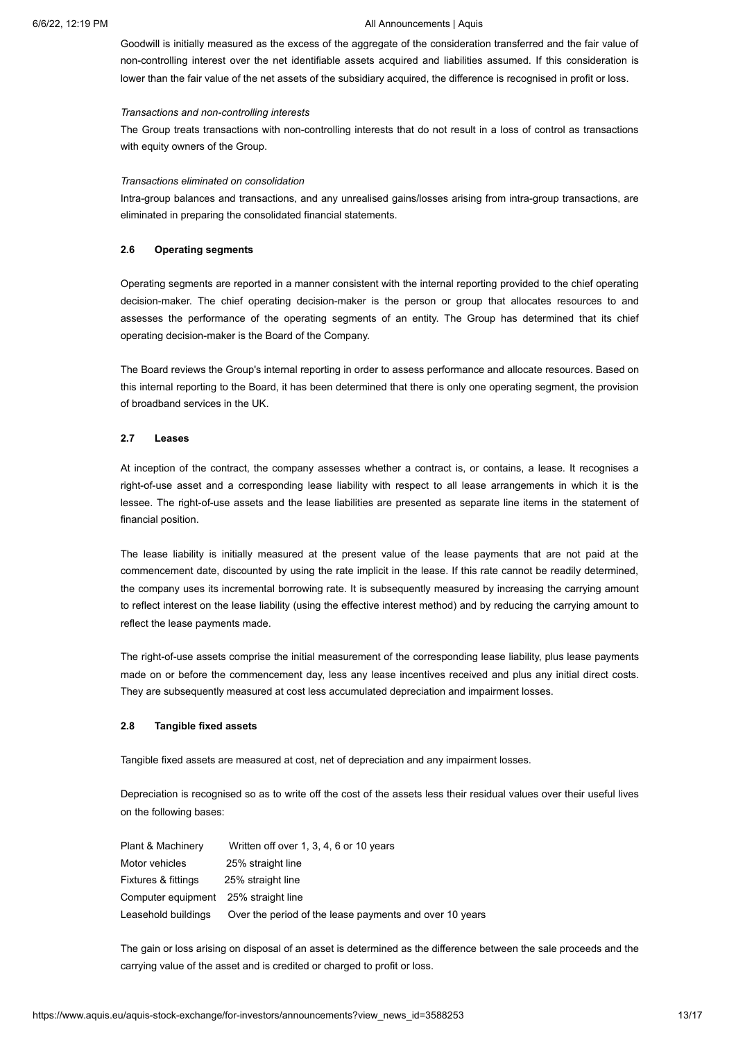Goodwill is initially measured as the excess of the aggregate of the consideration transferred and the fair value of non-controlling interest over the net identifiable assets acquired and liabilities assumed. If this consideration is lower than the fair value of the net assets of the subsidiary acquired, the difference is recognised in profit or loss.

*Transactions and non-controlling interests*

The Group treats transactions with non-controlling interests that do not result in a loss of control as transactions with equity owners of the Group.

*Transactions eliminated on consolidation*

Intra-group balances and transactions, and any unrealised gains/losses arising from intra-group transactions, are eliminated in preparing the consolidated financial statements.

### 2.6 Operating segments

Operating segments are reported in a manner consistent with the internal reporting provided to the chief operating decision-maker. The chief operating decision-maker is the person or group that allocates resources to and assesses the performance of the operating segments of an entity. The Group has determined that its chief operating decision-maker is the Board of the Company.

The Board reviews the Group's internal reporting in order to assess performance and allocate resources. Based on this internal reporting to the Board, it has been determined that there is only one operating segment, the provision of broadband services in the UK.

### 2.7 Leases

At inception of the contract, the company assesses whether a contract is, or contains, a lease. It recognises a right-of-use asset and a corresponding lease liability with respect to all lease arrangements in which it is the lessee. The right-of-use assets and the lease liabilities are presented as separate line items in the statement of financial position.

The lease liability is initially measured at the present value of the lease payments that are not paid at the commencement date, discounted by using the rate implicit in the lease. If this rate cannot be readily determined, the company uses its incremental borrowing rate. It is subsequently measured by increasing the carrying amount to reflect interest on the lease liability (using the effective interest method) and by reducing the carrying amount to reflect the lease payments made.

The right-of-use assets comprise the initial measurement of the corresponding lease liability, plus lease payments made on or before the commencement day, less any lease incentives received and plus any initial direct costs. They are subsequently measured at cost less accumulated depreciation and impairment losses.

### 2.8 Tangible fixed assets

Tangible fixed assets are measured at cost, net of depreciation and any impairment losses.

Depreciation is recognised so as to write off the cost of the assets less their residual values over their useful lives on the following bases:

| | |
|---|---|
| Plant & Machinery | Written off over 1, 3, 4, 6 or 10 years |
| Motor vehicles | 25% straight line |
| Fixtures & fittings | 25% straight line |
| Computer equipment | 25% straight line |
| Leasehold buildings | Over the period of the lease payments and over 10 years |

The gain or loss arising on disposal of an asset is determined as the difference between the sale proceeds and the carrying value of the asset and is credited or charged to profit or loss.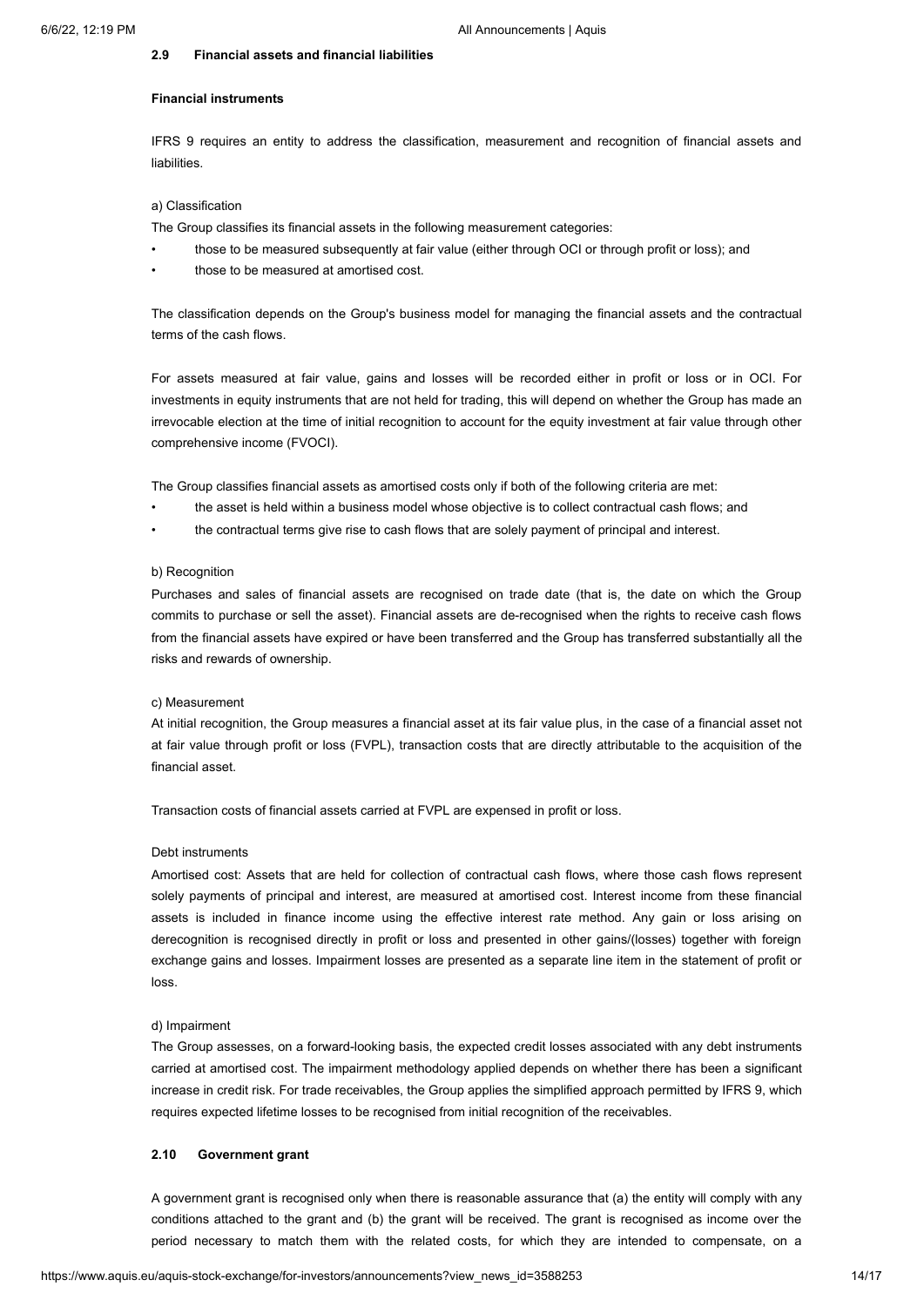### 2.9 Financial assets and financial liabilities

**Financial instruments**

IFRS 9 requires an entity to address the classification, measurement and recognition of financial assets and liabilities.

a) Classification

The Group classifies its financial assets in the following measurement categories:

- those to be measured subsequently at fair value (either through OCI or through profit or loss); and
- those to be measured at amortised cost.

The classification depends on the Group's business model for managing the financial assets and the contractual terms of the cash flows.

For assets measured at fair value, gains and losses will be recorded either in profit or loss or in OCI. For investments in equity instruments that are not held for trading, this will depend on whether the Group has made an irrevocable election at the time of initial recognition to account for the equity investment at fair value through other comprehensive income (FVOCI).

The Group classifies financial assets as amortised costs only if both of the following criteria are met:

- the asset is held within a business model whose objective is to collect contractual cash flows; and
- the contractual terms give rise to cash flows that are solely payment of principal and interest.

b) Recognition

Purchases and sales of financial assets are recognised on trade date (that is, the date on which the Group commits to purchase or sell the asset). Financial assets are de-recognised when the rights to receive cash flows from the financial assets have expired or have been transferred and the Group has transferred substantially all the risks and rewards of ownership.

c) Measurement

At initial recognition, the Group measures a financial asset at its fair value plus, in the case of a financial asset not at fair value through profit or loss (FVPL), transaction costs that are directly attributable to the acquisition of the financial asset.

Transaction costs of financial assets carried at FVPL are expensed in profit or loss.

Debt instruments

Amortised cost: Assets that are held for collection of contractual cash flows, where those cash flows represent solely payments of principal and interest, are measured at amortised cost. Interest income from these financial assets is included in finance income using the effective interest rate method. Any gain or loss arising on derecognition is recognised directly in profit or loss and presented in other gains/(losses) together with foreign exchange gains and losses. Impairment losses are presented as a separate line item in the statement of profit or loss.

d) Impairment

The Group assesses, on a forward-looking basis, the expected credit losses associated with any debt instruments carried at amortised cost. The impairment methodology applied depends on whether there has been a significant increase in credit risk. For trade receivables, the Group applies the simplified approach permitted by IFRS 9, which requires expected lifetime losses to be recognised from initial recognition of the receivables.

### 2.10 Government grant

A government grant is recognised only when there is reasonable assurance that (a) the entity will comply with any conditions attached to the grant and (b) the grant will be received. The grant is recognised as income over the period necessary to match them with the related costs, for which they are intended to compensate, on a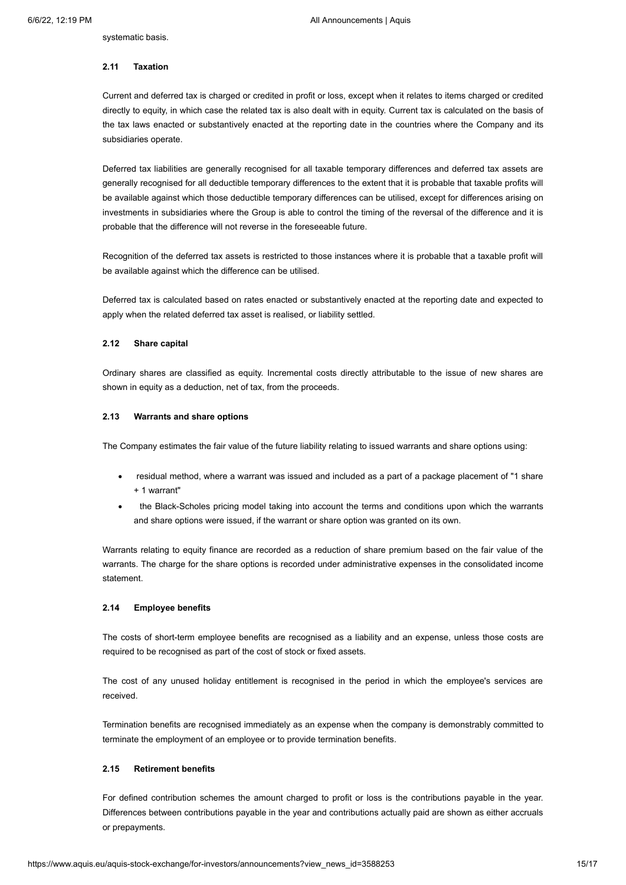systematic basis.

### 2.11 Taxation

Current and deferred tax is charged or credited in profit or loss, except when it relates to items charged or credited directly to equity, in which case the related tax is also dealt with in equity. Current tax is calculated on the basis of the tax laws enacted or substantively enacted at the reporting date in the countries where the Company and its subsidiaries operate.

Deferred tax liabilities are generally recognised for all taxable temporary differences and deferred tax assets are generally recognised for all deductible temporary differences to the extent that it is probable that taxable profits will be available against which those deductible temporary differences can be utilised, except for differences arising on investments in subsidiaries where the Group is able to control the timing of the reversal of the difference and it is probable that the difference will not reverse in the foreseeable future.

Recognition of the deferred tax assets is restricted to those instances where it is probable that a taxable profit will be available against which the difference can be utilised.

Deferred tax is calculated based on rates enacted or substantively enacted at the reporting date and expected to apply when the related deferred tax asset is realised, or liability settled.

### 2.12 Share capital

Ordinary shares are classified as equity. Incremental costs directly attributable to the issue of new shares are shown in equity as a deduction, net of tax, from the proceeds.

### 2.13 Warrants and share options

The Company estimates the fair value of the future liability relating to issued warrants and share options using:

- residual method, where a warrant was issued and included as a part of a package placement of "1 share + 1 warrant"
- the Black-Scholes pricing model taking into account the terms and conditions upon which the warrants and share options were issued, if the warrant or share option was granted on its own.

Warrants relating to equity finance are recorded as a reduction of share premium based on the fair value of the warrants. The charge for the share options is recorded under administrative expenses in the consolidated income statement.

### 2.14 Employee benefits

The costs of short-term employee benefits are recognised as a liability and an expense, unless those costs are required to be recognised as part of the cost of stock or fixed assets.

The cost of any unused holiday entitlement is recognised in the period in which the employee's services are received.

Termination benefits are recognised immediately as an expense when the company is demonstrably committed to terminate the employment of an employee or to provide termination benefits.

### 2.15 Retirement benefits

For defined contribution schemes the amount charged to profit or loss is the contributions payable in the year. Differences between contributions payable in the year and contributions actually paid are shown as either accruals or prepayments.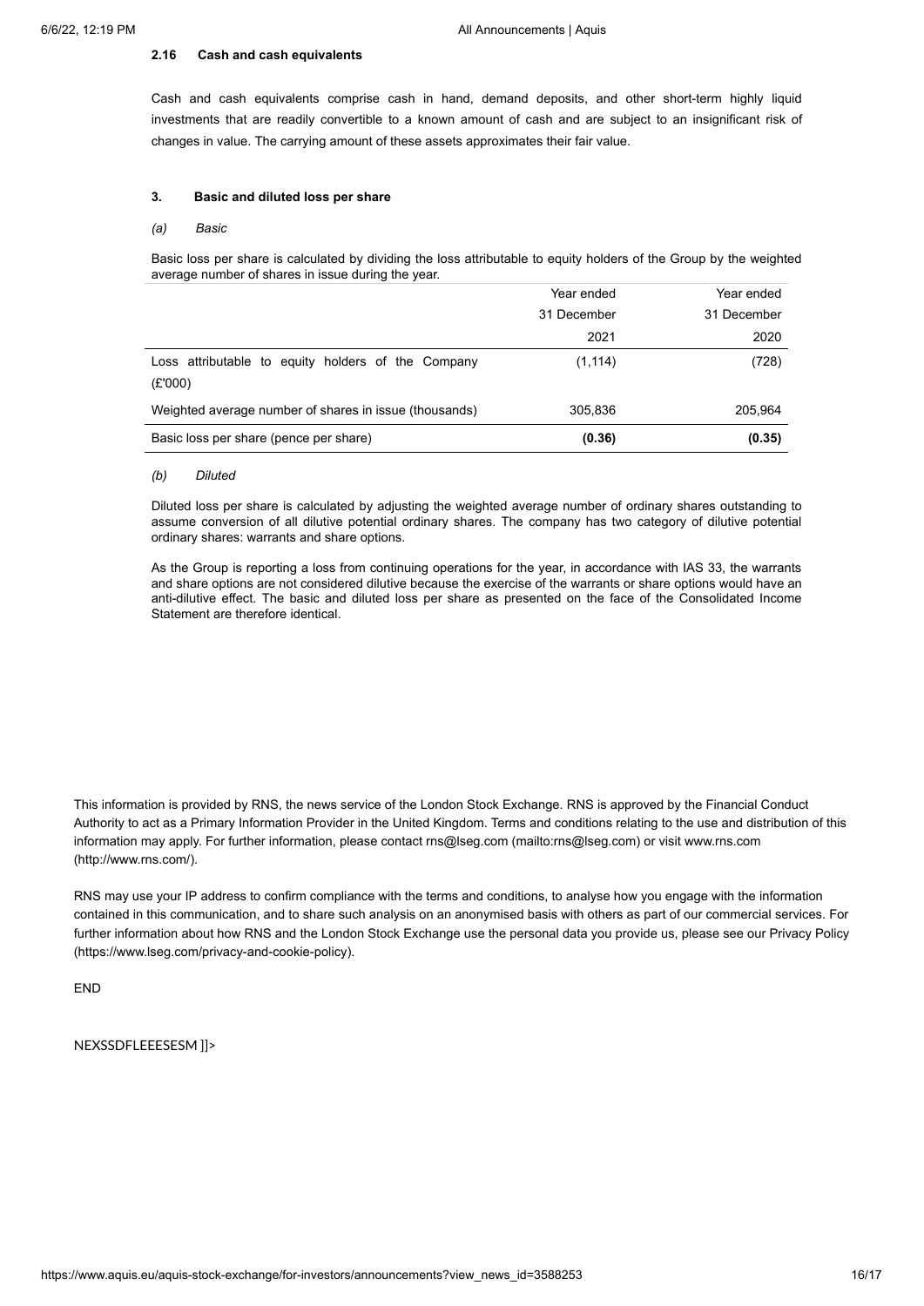**2.16 Cash and cash equivalents**

Cash and cash equivalents comprise cash in hand, demand deposits, and other short-term highly liquid investments that are readily convertible to a known amount of cash and are subject to an insignificant risk of changes in value. The carrying amount of these assets approximates their fair value.

**3. Basic and diluted loss per share**

*(a) Basic*

Basic loss per share is calculated by dividing the loss attributable to equity holders of the Group by the weighted average number of shares in issue during the year.

| | Year ended 31 December 2021 | Year ended 31 December 2020 |
|---|---|---|
| Loss attributable to equity holders of the Company (£'000) | (1,114) | (728) |
| Weighted average number of shares in issue (thousands) | 305,836 | 205,964 |
| Basic loss per share (pence per share) | **(0.36)** | **(0.35)** |

*(b) Diluted*

Diluted loss per share is calculated by adjusting the weighted average number of ordinary shares outstanding to assume conversion of all dilutive potential ordinary shares. The company has two category of dilutive potential ordinary shares: warrants and share options.

As the Group is reporting a loss from continuing operations for the year, in accordance with IAS 33, the warrants and share options are not considered dilutive because the exercise of the warrants or share options would have an anti-dilutive effect. The basic and diluted loss per share as presented on the face of the Consolidated Income Statement are therefore identical.

This information is provided by RNS, the news service of the London Stock Exchange. RNS is approved by the Financial Conduct Authority to act as a Primary Information Provider in the United Kingdom. Terms and conditions relating to the use and distribution of this information may apply. For further information, please contact rns@lseg.com (mailto:rns@lseg.com) or visit www.rns.com (http://www.rns.com/).

RNS may use your IP address to confirm compliance with the terms and conditions, to analyse how you engage with the information contained in this communication, and to share such analysis on an anonymised basis with others as part of our commercial services. For further information about how RNS and the London Stock Exchange use the personal data you provide us, please see our Privacy Policy (https://www.lseg.com/privacy-and-cookie-policy).

END

NEXSSDFLEEESESM ]]>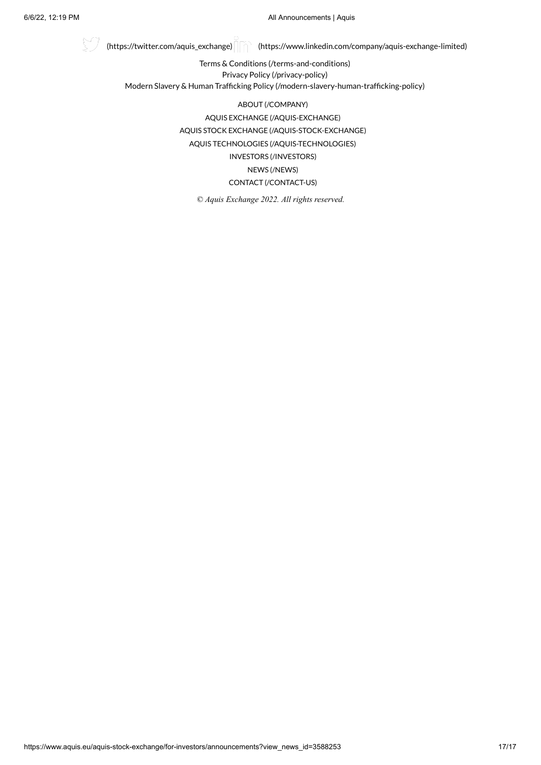(https://twitter.com/aquis_exchange) (https://www.linkedin.com/company/aquis-exchange-limited)

Terms & Conditions (/terms-and-conditions)
Privacy Policy (/privacy-policy)
Modern Slavery & Human Trafficking Policy (/modern-slavery-human-trafficking-policy)

ABOUT (/COMPANY)
AQUIS EXCHANGE (/AQUIS-EXCHANGE)
AQUIS STOCK EXCHANGE (/AQUIS-STOCK-EXCHANGE)
AQUIS TECHNOLOGIES (/AQUIS-TECHNOLOGIES)
INVESTORS (/INVESTORS)
NEWS (/NEWS)
CONTACT (/CONTACT-US)

*© Aquis Exchange 2022. All rights reserved.*